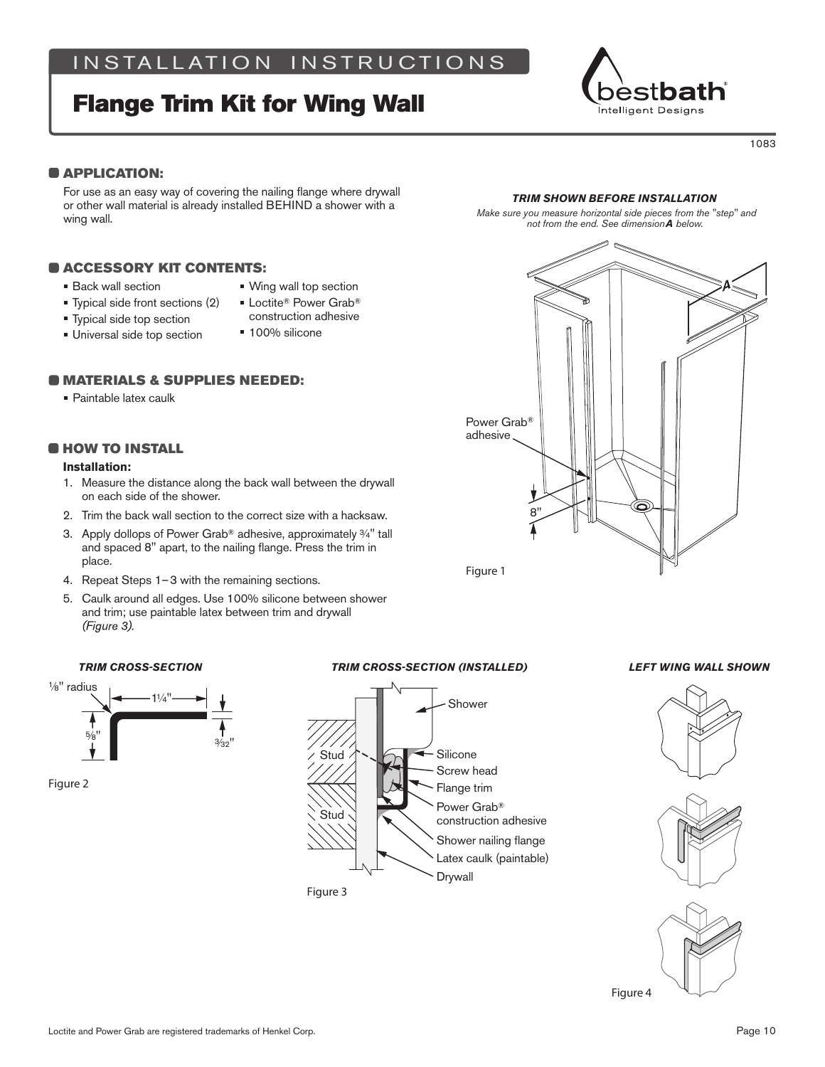# INSTALLATION INSTRUCTIONS

# Flange Trim Kit for Wing Wall

bestbath® Intelligent Designs

1083

## APPLICATION:

For use as an easy way of covering the nailing flange where drywall or other wall material is already installed BEHIND a shower with a wing wall.

## ACCESSORY KIT CONTENTS:

- Back wall section
- Typical side front sections (2)
- Typical side top section
- Universal side top section
- Wing wall top section
- Loctite® Power Grab® construction adhesive
- 100% silicone

## MATERIALS & SUPPLIES NEEDED:

- Paintable latex caulk

## HOW TO INSTALL

**Installation:**

1. Measure the distance along the back wall between the drywall on each side of the shower.
2. Trim the back wall section to the correct size with a hacksaw.
3. Apply dollops of Power Grab® adhesive, approximately ¾" tall and spaced 8" apart, to the nailing flange. Press the trim in place.
4. Repeat Steps 1–3 with the remaining sections.
5. Caulk around all edges. Use 100% silicone between shower and trim; use paintable latex between trim and drywall *(Figure 3).*

***TRIM SHOWN BEFORE INSTALLATION***

*Make sure you measure horizontal side pieces from the "step" and not from the end. See dimension **A** below.*

A

Power Grab® adhesive

8"

Figure 1

***TRIM CROSS-SECTION***

⅛" radius

1¼"

⅝"

3⁄32"

Figure 2

***TRIM CROSS-SECTION (INSTALLED)***

Stud

Stud

Shower

Silicone

Screw head

Flange trim

Power Grab® construction adhesive

Shower nailing flange

Latex caulk (paintable)

Drywall

Figure 3

***LEFT WING WALL SHOWN***

Figure 4

Loctite and Power Grab are registered trademarks of Henkel Corp.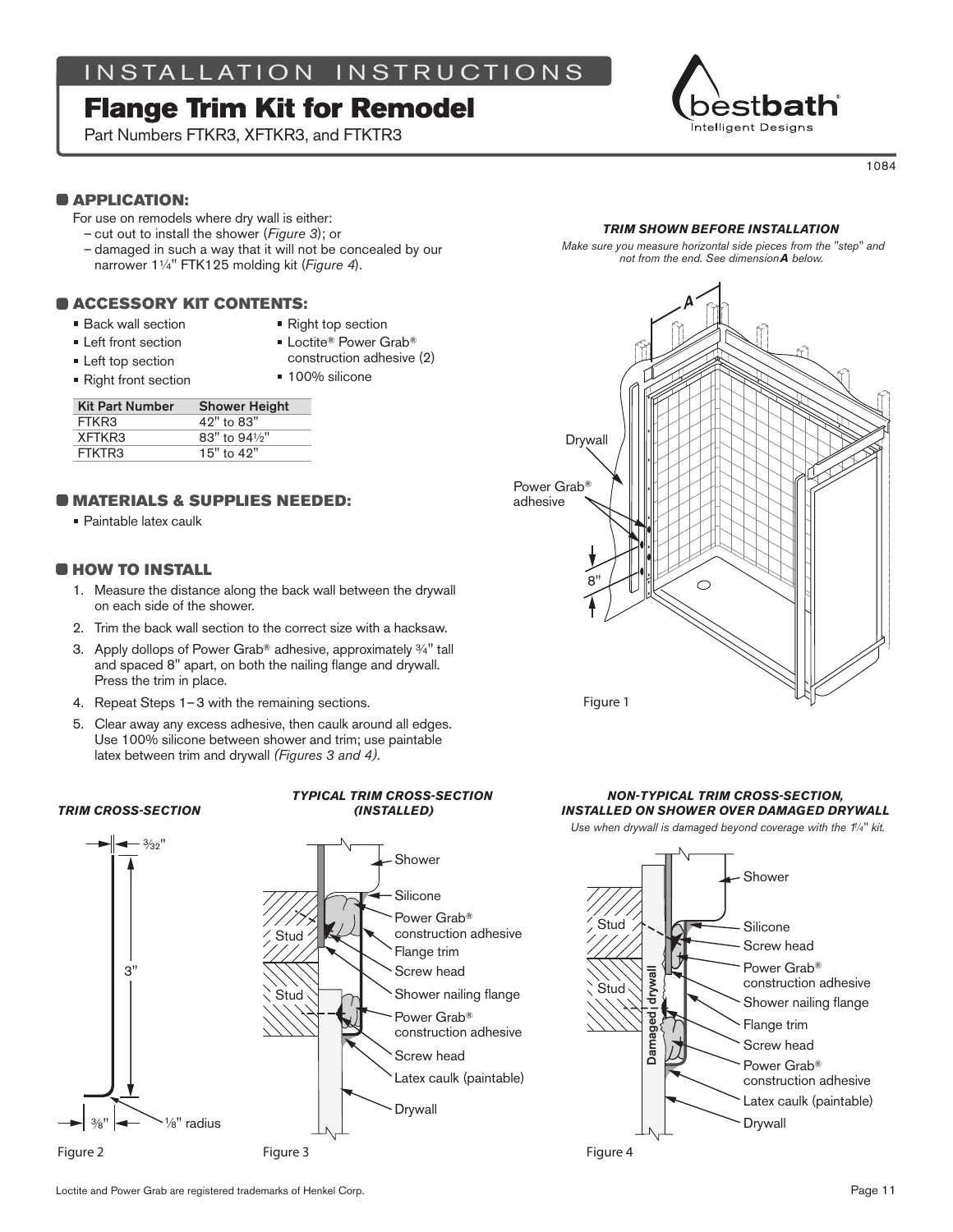# INSTALLATION INSTRUCTIONS

## Flange Trim Kit for Remodel

Part Numbers FTKR3, XFTKR3, and FTKTR3

1084

### APPLICATION:

For use on remodels where dry wall is either:

- cut out to install the shower (*Figure 3*); or
- damaged in such a way that it will not be concealed by our narrower 1¼" FTK125 molding kit (*Figure 4*).

### ACCESSORY KIT CONTENTS:

- Back wall section
- Left front section
- Left top section
- Right front section
- Right top section
- Loctite® Power Grab® construction adhesive (2)
- 100% silicone

| Kit Part Number | Shower Height |
|---|---|
| FTKR3 | 42" to 83" |
| XFTKR3 | 83" to 94½" |
| FTKTR3 | 15" to 42" |

### MATERIALS & SUPPLIES NEEDED:

- Paintable latex caulk

### HOW TO INSTALL

1. Measure the distance along the back wall between the drywall on each side of the shower.
2. Trim the back wall section to the correct size with a hacksaw.
3. Apply dollops of Power Grab® adhesive, approximately ¾" tall and spaced 8" apart, on both the nailing flange and drywall. Press the trim in place.
4. Repeat Steps 1–3 with the remaining sections.
5. Clear away any excess adhesive, then caulk around all edges. Use 100% silicone between shower and trim; use paintable latex between trim and drywall *(Figures 3 and 4)*.

***TRIM SHOWN BEFORE INSTALLATION***

*Make sure you measure horizontal side pieces from the "step" and not from the end. See dimension **A** below.*

A

Drywall

Power Grab® adhesive

8"

Figure 1

***TRIM CROSS-SECTION***

3⁄32"

3"

3⁄8"

1⁄8" radius

Figure 2

***TYPICAL TRIM CROSS-SECTION (INSTALLED)***

Shower
Silicone
Power Grab® construction adhesive
Flange trim
Screw head
Shower nailing flange
Power Grab® construction adhesive
Screw head
Latex caulk (paintable)
Drywall
Stud
Stud

Figure 3

***NON-TYPICAL TRIM CROSS-SECTION, INSTALLED ON SHOWER OVER DAMAGED DRYWALL***

*Use when drywall is damaged beyond coverage with the 1¼" kit.*

Shower
Silicone
Screw head
Power Grab® construction adhesive
Shower nailing flange
Flange trim
Screw head
Power Grab® construction adhesive
Latex caulk (paintable)
Drywall
Stud
Stud
Damaged drywall

Figure 4

Loctite and Power Grab are registered trademarks of Henkel Corp.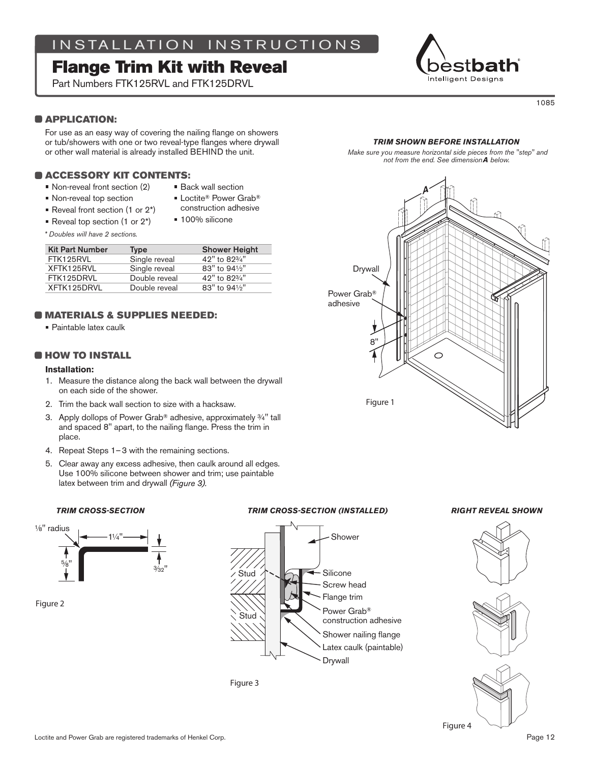# INSTALLATION INSTRUCTIONS

# Flange Trim Kit with Reveal

Part Numbers FTK125RVL and FTK125DRVL

## APPLICATION:

For use as an easy way of covering the nailing flange on showers or tub/showers with one or two reveal-type flanges where drywall or other wall material is already installed BEHIND the unit.

## ACCESSORY KIT CONTENTS:

- Non-reveal front section (2)
- Non-reveal top section
- Reveal front section (1 or 2*)
- Reveal top section (1 or 2*)
- Back wall section
- Loctite® Power Grab® construction adhesive
- 100% silicone

*\* Doubles will have 2 sections.*

| Kit Part Number | Type | Shower Height |
|---|---|---|
| FTK125RVL | Single reveal | 42" to 82¾" |
| XFTK125RVL | Single reveal | 83" to 94½" |
| FTK125DRVL | Double reveal | 42" to 82¾" |
| XFTK125DRVL | Double reveal | 83" to 94½" |

## MATERIALS & SUPPLIES NEEDED:

- Paintable latex caulk

## HOW TO INSTALL

### Installation:

1. Measure the distance along the back wall between the drywall on each side of the shower.
2. Trim the back wall section to size with a hacksaw.
3. Apply dollops of Power Grab® adhesive, approximately ¾" tall and spaced 8" apart, to the nailing flange. Press the trim in place.
4. Repeat Steps 1–3 with the remaining sections.
5. Clear away any excess adhesive, then caulk around all edges. Use 100% silicone between shower and trim; use paintable latex between trim and drywall *(Figure 3)*.

***TRIM SHOWN BEFORE INSTALLATION***

*Make sure you measure horizontal side pieces from the "step" and not from the end. See dimension **A** below.*

A

Drywall

Power Grab® adhesive

8"

Figure 1

***TRIM CROSS-SECTION***

⅛" radius

1¼"

⅝"

3⁄32"

Figure 2

***TRIM CROSS-SECTION (INSTALLED)***

Shower

Stud

Stud

Silicone

Screw head

Flange trim

Power Grab® construction adhesive

Shower nailing flange

Latex caulk (paintable)

Drywall

Figure 3

***RIGHT REVEAL SHOWN***

Figure 4

Loctite and Power Grab are registered trademarks of Henkel Corp.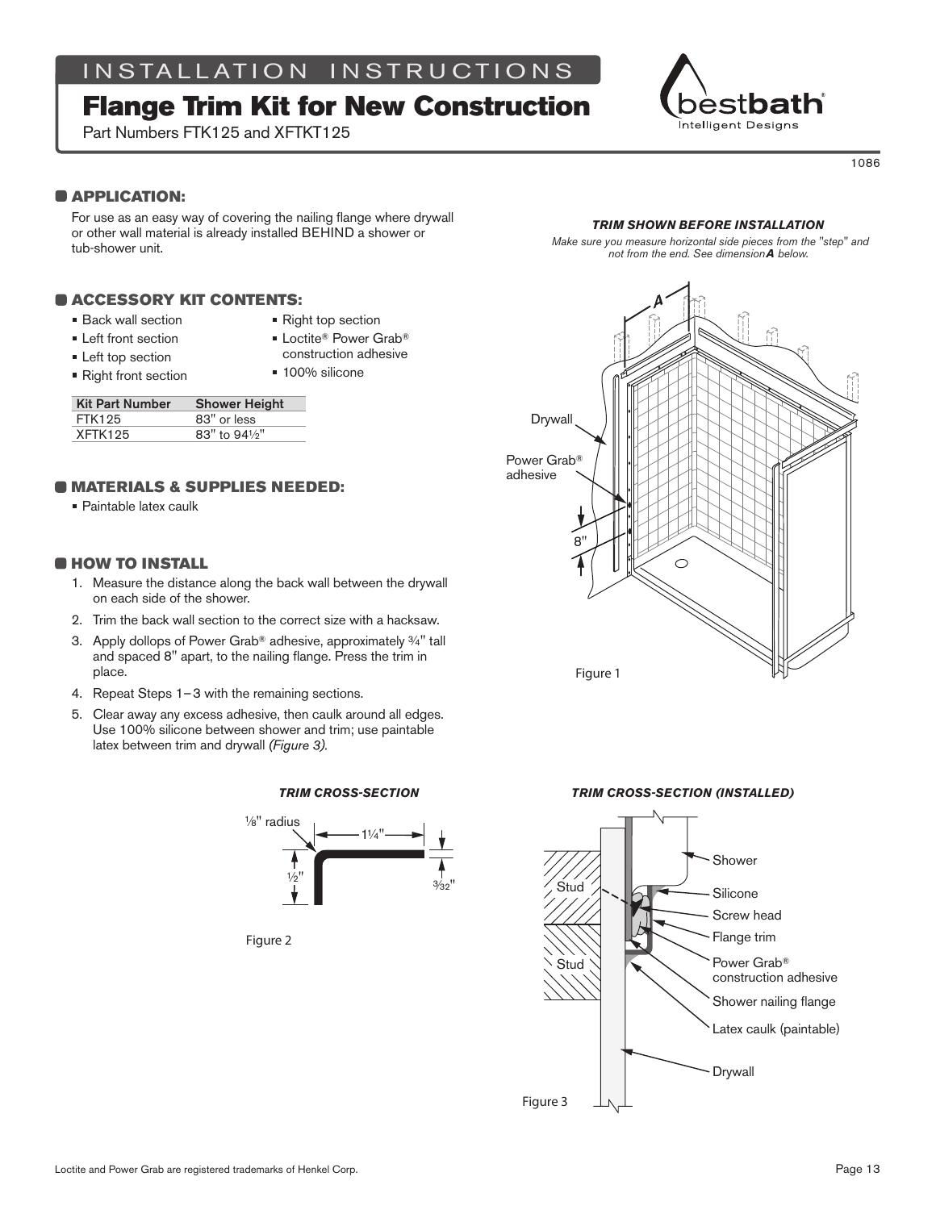# INSTALLATION INSTRUCTIONS

## Flange Trim Kit for New Construction

Part Numbers FTK125 and XFTKT125

bestbath® Intelligent Designs

1086

### APPLICATION:

For use as an easy way of covering the nailing flange where drywall or other wall material is already installed BEHIND a shower or tub-shower unit.

### ACCESSORY KIT CONTENTS:

- Back wall section
- Left front section
- Left top section
- Right front section
- Right top section
- Loctite® Power Grab® construction adhesive
- 100% silicone

| Kit Part Number | Shower Height |
|---|---|
| FTK125 | 83" or less |
| XFTK125 | 83" to 94½" |

### MATERIALS & SUPPLIES NEEDED:

- Paintable latex caulk

### HOW TO INSTALL

1. Measure the distance along the back wall between the drywall on each side of the shower.
2. Trim the back wall section to the correct size with a hacksaw.
3. Apply dollops of Power Grab® adhesive, approximately ¾" tall and spaced 8" apart, to the nailing flange. Press the trim in place.
4. Repeat Steps 1–3 with the remaining sections.
5. Clear away any excess adhesive, then caulk around all edges. Use 100% silicone between shower and trim; use paintable latex between trim and drywall *(Figure 3)*.

***TRIM SHOWN BEFORE INSTALLATION***

*Make sure you measure horizontal side pieces from the "step" and not from the end. See dimension **A** below.*

A

Drywall

Power Grab® adhesive

8"

Figure 1

***TRIM CROSS-SECTION***

⅛" radius

1¼"

½"

3⁄32"

Figure 2

***TRIM CROSS-SECTION (INSTALLED)***

Stud

Stud

Shower

Silicone

Screw head

Flange trim

Power Grab® construction adhesive

Shower nailing flange

Latex caulk (paintable)

Drywall

Figure 3

Loctite and Power Grab are registered trademarks of Henkel Corp.